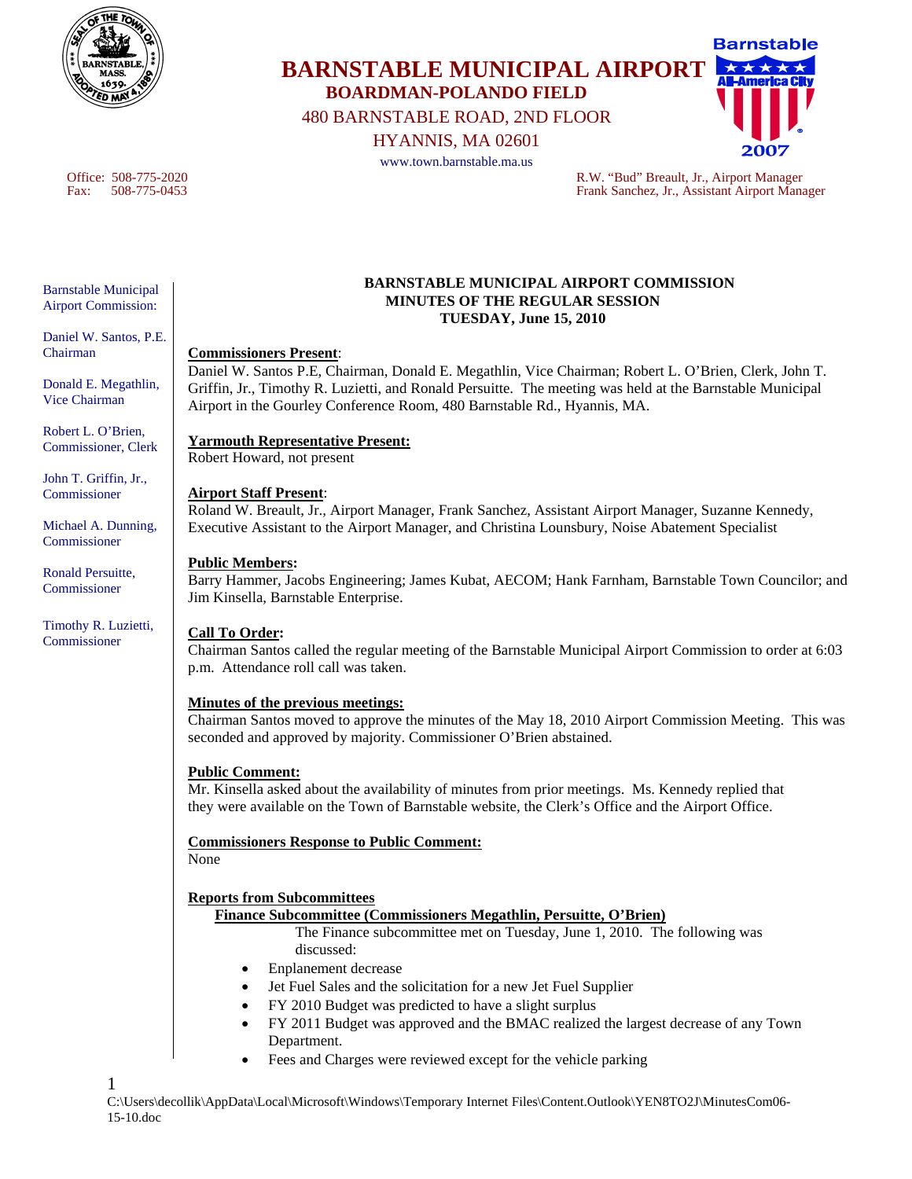# BARNSTABLE MUNICIPAL AIRPORT
## BOARDMAN-POLANDO FIELD

480 BARNSTABLE ROAD, 2ND FLOOR
HYANNIS, MA 02601
www.town.barnstable.ma.us

Office: 508-775-2020
Fax: 508-775-0453

R.W. "Bud" Breault, Jr., Airport Manager
Frank Sanchez, Jr., Assistant Airport Manager

Barnstable Municipal Airport Commission:

Daniel W. Santos, P.E. Chairman

Donald E. Megathlin, Vice Chairman

Robert L. O'Brien, Commissioner, Clerk

John T. Griffin, Jr., Commissioner

Michael A. Dunning, Commissioner

Ronald Persuitte, Commissioner

Timothy R. Luzietti, Commissioner

**BARNSTABLE MUNICIPAL AIRPORT COMMISSION**
**MINUTES OF THE REGULAR SESSION**
**TUESDAY, June 15, 2010**

**Commissioners Present**:
Daniel W. Santos P.E, Chairman, Donald E. Megathlin, Vice Chairman; Robert L. O'Brien, Clerk, John T. Griffin, Jr., Timothy R. Luzietti, and Ronald Persuitte. The meeting was held at the Barnstable Municipal Airport in the Gourley Conference Room, 480 Barnstable Rd., Hyannis, MA.

**Yarmouth Representative Present:**
Robert Howard, not present

**Airport Staff Present**:
Roland W. Breault, Jr., Airport Manager, Frank Sanchez, Assistant Airport Manager, Suzanne Kennedy, Executive Assistant to the Airport Manager, and Christina Lounsbury, Noise Abatement Specialist

**Public Members:**
Barry Hammer, Jacobs Engineering; James Kubat, AECOM; Hank Farnham, Barnstable Town Councilor; and Jim Kinsella, Barnstable Enterprise.

**Call To Order:**
Chairman Santos called the regular meeting of the Barnstable Municipal Airport Commission to order at 6:03 p.m. Attendance roll call was taken.

**Minutes of the previous meetings:**
Chairman Santos moved to approve the minutes of the May 18, 2010 Airport Commission Meeting. This was seconded and approved by majority. Commissioner O'Brien abstained.

**Public Comment:**
Mr. Kinsella asked about the availability of minutes from prior meetings. Ms. Kennedy replied that they were available on the Town of Barnstable website, the Clerk's Office and the Airport Office.

**Commissioners Response to Public Comment:**
None

**Reports from Subcommittees**

**Finance Subcommittee (Commissioners Megathlin, Persuitte, O'Brien)**

The Finance subcommittee met on Tuesday, June 1, 2010. The following was discussed:

- Enplanement decrease
- Jet Fuel Sales and the solicitation for a new Jet Fuel Supplier
- FY 2010 Budget was predicted to have a slight surplus
- FY 2011 Budget was approved and the BMAC realized the largest decrease of any Town Department.
- Fees and Charges were reviewed except for the vehicle parking

C:\Users\decollik\AppData\Local\Microsoft\Windows\Temporary Internet Files\Content.Outlook\YEN8TO2J\MinutesCom06-15-10.doc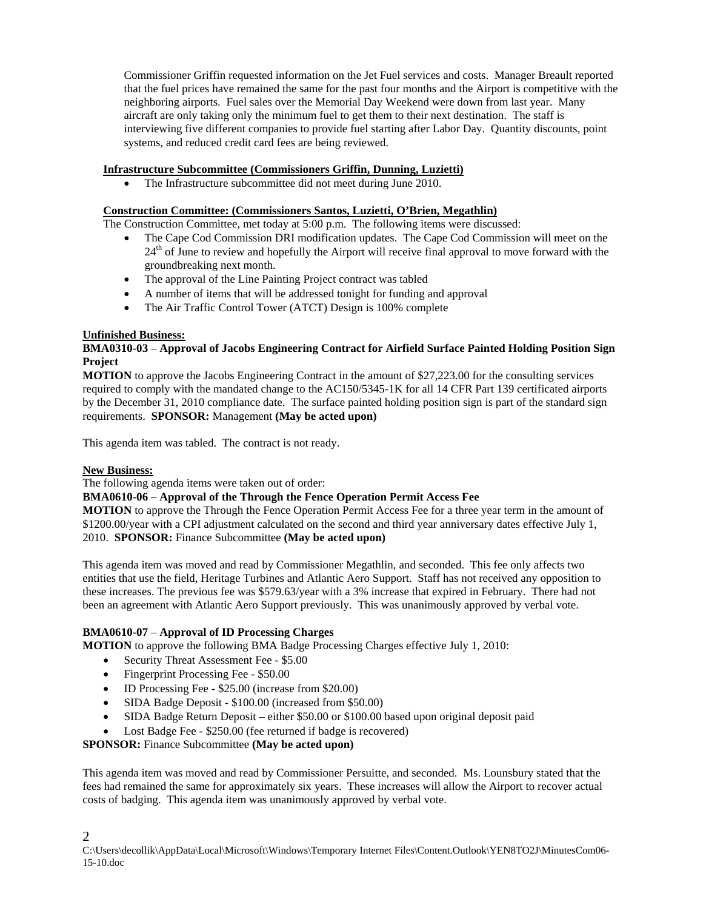Commissioner Griffin requested information on the Jet Fuel services and costs. Manager Breault reported that the fuel prices have remained the same for the past four months and the Airport is competitive with the neighboring airports. Fuel sales over the Memorial Day Weekend were down from last year. Many aircraft are only taking only the minimum fuel to get them to their next destination. The staff is interviewing five different companies to provide fuel starting after Labor Day. Quantity discounts, point systems, and reduced credit card fees are being reviewed.

**Infrastructure Subcommittee (Commissioners Griffin, Dunning, Luzietti)**

- The Infrastructure subcommittee did not meet during June 2010.

**Construction Committee: (Commissioners Santos, Luzietti, O'Brien, Megathlin)**

The Construction Committee, met today at 5:00 p.m. The following items were discussed:

- The Cape Cod Commission DRI modification updates. The Cape Cod Commission will meet on the 24th of June to review and hopefully the Airport will receive final approval to move forward with the groundbreaking next month.
- The approval of the Line Painting Project contract was tabled
- A number of items that will be addressed tonight for funding and approval
- The Air Traffic Control Tower (ATCT) Design is 100% complete

**Unfinished Business:**

**BMA0310-03** – **Approval of Jacobs Engineering Contract for Airfield Surface Painted Holding Position Sign Project**

**MOTION** to approve the Jacobs Engineering Contract in the amount of $27,223.00 for the consulting services required to comply with the mandated change to the AC150/5345-1K for all 14 CFR Part 139 certificated airports by the December 31, 2010 compliance date. The surface painted holding position sign is part of the standard sign requirements. **SPONSOR:** Management **(May be acted upon)**

This agenda item was tabled. The contract is not ready.

**New Business:**

The following agenda items were taken out of order:

**BMA0610-06** – **Approval of the Through the Fence Operation Permit Access Fee**

**MOTION** to approve the Through the Fence Operation Permit Access Fee for a three year term in the amount of $1200.00/year with a CPI adjustment calculated on the second and third year anniversary dates effective July 1, 2010. **SPONSOR:** Finance Subcommittee **(May be acted upon)**

This agenda item was moved and read by Commissioner Megathlin, and seconded. This fee only affects two entities that use the field, Heritage Turbines and Atlantic Aero Support. Staff has not received any opposition to these increases. The previous fee was $579.63/year with a 3% increase that expired in February. There had not been an agreement with Atlantic Aero Support previously. This was unanimously approved by verbal vote.

**BMA0610-07** – **Approval of ID Processing Charges**

**MOTION** to approve the following BMA Badge Processing Charges effective July 1, 2010:

- Security Threat Assessment Fee - $5.00
- Fingerprint Processing Fee - $50.00
- ID Processing Fee - $25.00 (increase from $20.00)
- SIDA Badge Deposit - $100.00 (increased from $50.00)
- SIDA Badge Return Deposit – either $50.00 or $100.00 based upon original deposit paid
- Lost Badge Fee - $250.00 (fee returned if badge is recovered)

**SPONSOR:** Finance Subcommittee **(May be acted upon)**

This agenda item was moved and read by Commissioner Persuitte, and seconded. Ms. Lounsbury stated that the fees had remained the same for approximately six years. These increases will allow the Airport to recover actual costs of badging. This agenda item was unanimously approved by verbal vote.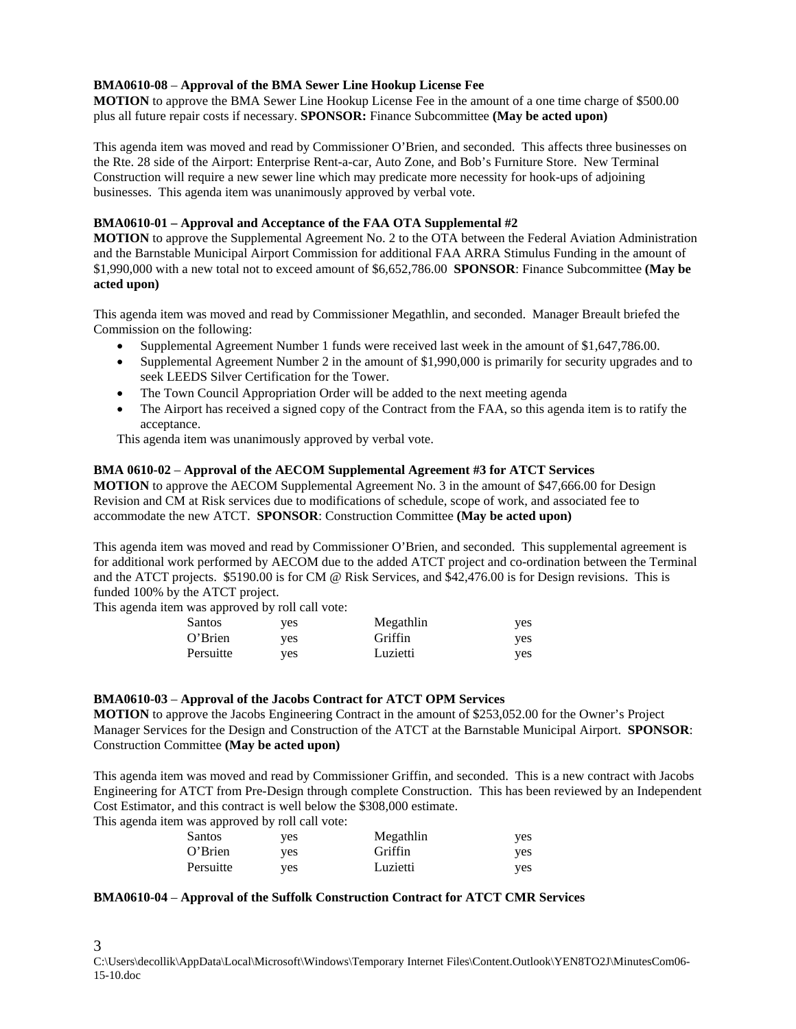**BMA0610-08** – **Approval of the BMA Sewer Line Hookup License Fee**
**MOTION** to approve the BMA Sewer Line Hookup License Fee in the amount of a one time charge of $500.00 plus all future repair costs if necessary. **SPONSOR:** Finance Subcommittee **(May be acted upon)**

This agenda item was moved and read by Commissioner O'Brien, and seconded. This affects three businesses on the Rte. 28 side of the Airport: Enterprise Rent-a-car, Auto Zone, and Bob's Furniture Store. New Terminal Construction will require a new sewer line which may predicate more necessity for hook-ups of adjoining businesses. This agenda item was unanimously approved by verbal vote.

**BMA0610-01 – Approval and Acceptance of the FAA OTA Supplemental #2**
**MOTION** to approve the Supplemental Agreement No. 2 to the OTA between the Federal Aviation Administration and the Barnstable Municipal Airport Commission for additional FAA ARRA Stimulus Funding in the amount of $1,990,000 with a new total not to exceed amount of $6,652,786.00 **SPONSOR**: Finance Subcommittee **(May be acted upon)**

This agenda item was moved and read by Commissioner Megathlin, and seconded. Manager Breault briefed the Commission on the following:

- Supplemental Agreement Number 1 funds were received last week in the amount of $1,647,786.00.
- Supplemental Agreement Number 2 in the amount of $1,990,000 is primarily for security upgrades and to seek LEEDS Silver Certification for the Tower.
- The Town Council Appropriation Order will be added to the next meeting agenda
- The Airport has received a signed copy of the Contract from the FAA, so this agenda item is to ratify the acceptance.

This agenda item was unanimously approved by verbal vote.

**BMA 0610-02** – **Approval of the AECOM Supplemental Agreement #3 for ATCT Services**
**MOTION** to approve the AECOM Supplemental Agreement No. 3 in the amount of $47,666.00 for Design Revision and CM at Risk services due to modifications of schedule, scope of work, and associated fee to accommodate the new ATCT. **SPONSOR**: Construction Committee **(May be acted upon)**

This agenda item was moved and read by Commissioner O'Brien, and seconded. This supplemental agreement is for additional work performed by AECOM due to the added ATCT project and co-ordination between the Terminal and the ATCT projects. $5190.00 is for CM @ Risk Services, and $42,476.00 is for Design revisions. This is funded 100% by the ATCT project.
This agenda item was approved by roll call vote:

| | | | |
|---|---|---|---|
| Santos | yes | Megathlin | yes |
| O'Brien | yes | Griffin | yes |
| Persuitte | yes | Luzietti | yes |

**BMA0610-03** – **Approval of the Jacobs Contract for ATCT OPM Services**
**MOTION** to approve the Jacobs Engineering Contract in the amount of $253,052.00 for the Owner's Project Manager Services for the Design and Construction of the ATCT at the Barnstable Municipal Airport. **SPONSOR**: Construction Committee **(May be acted upon)**

This agenda item was moved and read by Commissioner Griffin, and seconded. This is a new contract with Jacobs Engineering for ATCT from Pre-Design through complete Construction. This has been reviewed by an Independent Cost Estimator, and this contract is well below the $308,000 estimate.
This agenda item was approved by roll call vote:

| | | | |
|---|---|---|---|
| Santos | yes | Megathlin | yes |
| O'Brien | yes | Griffin | yes |
| Persuitte | yes | Luzietti | yes |

**BMA0610-04** – **Approval of the Suffolk Construction Contract for ATCT CMR Services**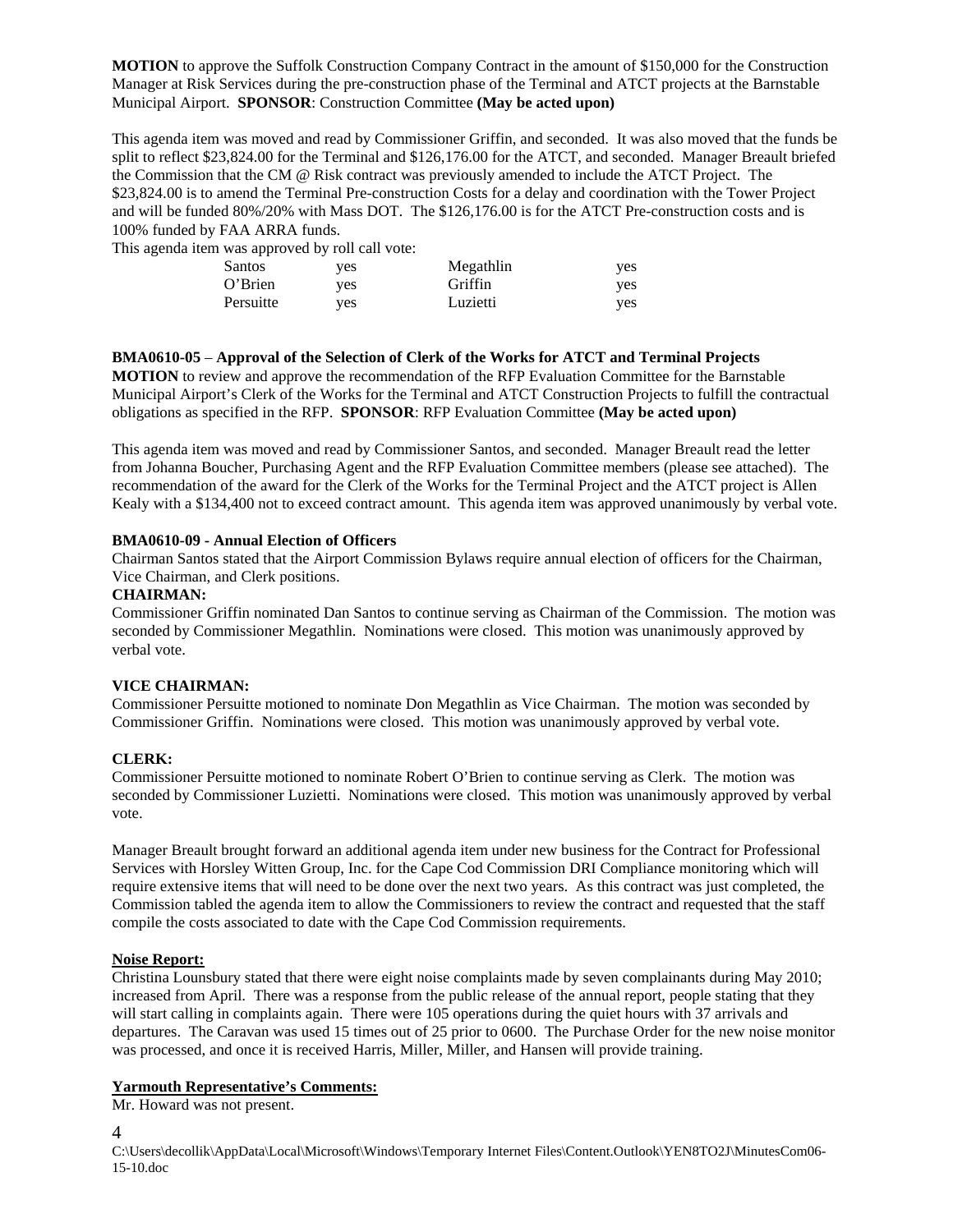**MOTION** to approve the Suffolk Construction Company Contract in the amount of $150,000 for the Construction Manager at Risk Services during the pre-construction phase of the Terminal and ATCT projects at the Barnstable Municipal Airport. **SPONSOR**: Construction Committee **(May be acted upon)**

This agenda item was moved and read by Commissioner Griffin, and seconded. It was also moved that the funds be split to reflect $23,824.00 for the Terminal and $126,176.00 for the ATCT, and seconded. Manager Breault briefed the Commission that the CM @ Risk contract was previously amended to include the ATCT Project. The $23,824.00 is to amend the Terminal Pre-construction Costs for a delay and coordination with the Tower Project and will be funded 80%/20% with Mass DOT. The $126,176.00 is for the ATCT Pre-construction costs and is 100% funded by FAA ARRA funds.

This agenda item was approved by roll call vote:

| | | | |
|---|---|---|---|
| Santos | yes | Megathlin | yes |
| O'Brien | yes | Griffin | yes |
| Persuitte | yes | Luzietti | yes |

**BMA0610-05** – **Approval of the Selection of Clerk of the Works for ATCT and Terminal Projects**
**MOTION** to review and approve the recommendation of the RFP Evaluation Committee for the Barnstable Municipal Airport's Clerk of the Works for the Terminal and ATCT Construction Projects to fulfill the contractual obligations as specified in the RFP. **SPONSOR**: RFP Evaluation Committee **(May be acted upon)**

This agenda item was moved and read by Commissioner Santos, and seconded. Manager Breault read the letter from Johanna Boucher, Purchasing Agent and the RFP Evaluation Committee members (please see attached). The recommendation of the award for the Clerk of the Works for the Terminal Project and the ATCT project is Allen Kealy with a $134,400 not to exceed contract amount. This agenda item was approved unanimously by verbal vote.

**BMA0610-09 - Annual Election of Officers**
Chairman Santos stated that the Airport Commission Bylaws require annual election of officers for the Chairman, Vice Chairman, and Clerk positions.

**CHAIRMAN:**
Commissioner Griffin nominated Dan Santos to continue serving as Chairman of the Commission. The motion was seconded by Commissioner Megathlin. Nominations were closed. This motion was unanimously approved by verbal vote.

**VICE CHAIRMAN:**
Commissioner Persuitte motioned to nominate Don Megathlin as Vice Chairman. The motion was seconded by Commissioner Griffin. Nominations were closed. This motion was unanimously approved by verbal vote.

**CLERK:**
Commissioner Persuitte motioned to nominate Robert O'Brien to continue serving as Clerk. The motion was seconded by Commissioner Luzietti. Nominations were closed. This motion was unanimously approved by verbal vote.

Manager Breault brought forward an additional agenda item under new business for the Contract for Professional Services with Horsley Witten Group, Inc. for the Cape Cod Commission DRI Compliance monitoring which will require extensive items that will need to be done over the next two years. As this contract was just completed, the Commission tabled the agenda item to allow the Commissioners to review the contract and requested that the staff compile the costs associated to date with the Cape Cod Commission requirements.

**Noise Report:**
Christina Lounsbury stated that there were eight noise complaints made by seven complainants during May 2010; increased from April. There was a response from the public release of the annual report, people stating that they will start calling in complaints again. There were 105 operations during the quiet hours with 37 arrivals and departures. The Caravan was used 15 times out of 25 prior to 0600. The Purchase Order for the new noise monitor was processed, and once it is received Harris, Miller, Miller, and Hansen will provide training.

**Yarmouth Representative's Comments:**
Mr. Howard was not present.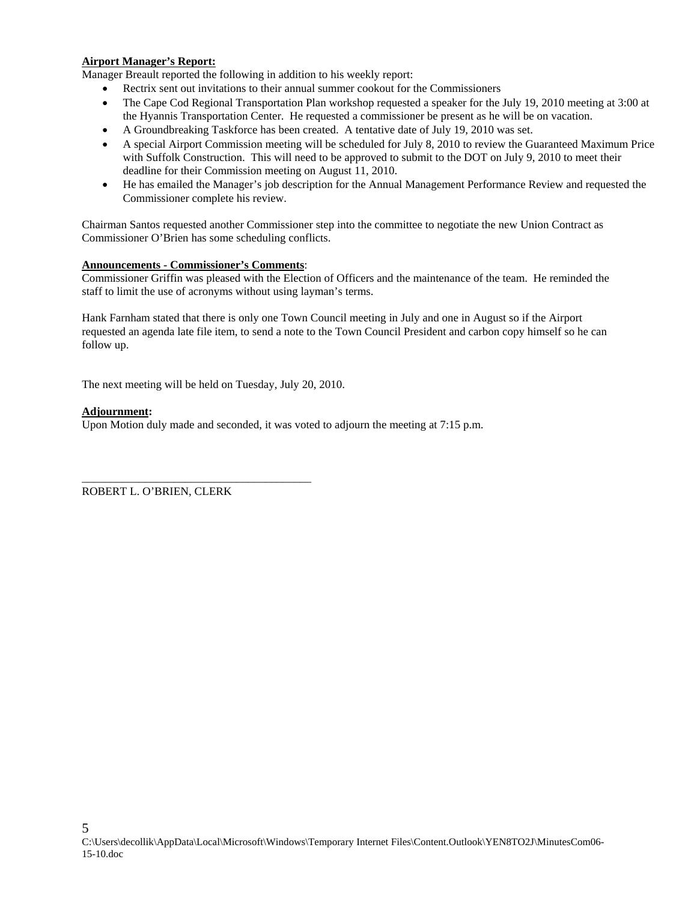**Airport Manager's Report:**

Manager Breault reported the following in addition to his weekly report:

- Rectrix sent out invitations to their annual summer cookout for the Commissioners
- The Cape Cod Regional Transportation Plan workshop requested a speaker for the July 19, 2010 meeting at 3:00 at the Hyannis Transportation Center. He requested a commissioner be present as he will be on vacation.
- A Groundbreaking Taskforce has been created. A tentative date of July 19, 2010 was set.
- A special Airport Commission meeting will be scheduled for July 8, 2010 to review the Guaranteed Maximum Price with Suffolk Construction. This will need to be approved to submit to the DOT on July 9, 2010 to meet their deadline for their Commission meeting on August 11, 2010.
- He has emailed the Manager's job description for the Annual Management Performance Review and requested the Commissioner complete his review.

Chairman Santos requested another Commissioner step into the committee to negotiate the new Union Contract as Commissioner O'Brien has some scheduling conflicts.

**Announcements - Commissioner's Comments**:

Commissioner Griffin was pleased with the Election of Officers and the maintenance of the team. He reminded the staff to limit the use of acronyms without using layman's terms.

Hank Farnham stated that there is only one Town Council meeting in July and one in August so if the Airport requested an agenda late file item, to send a note to the Town Council President and carbon copy himself so he can follow up.

The next meeting will be held on Tuesday, July 20, 2010.

**Adjournment:**

Upon Motion duly made and seconded, it was voted to adjourn the meeting at 7:15 p.m.

\_\_\_\_\_\_\_\_\_\_\_\_\_\_\_\_\_\_\_\_\_\_\_\_\_\_\_\_\_\_\_\_\_\_\_\_\_\_\_\_

ROBERT L. O'BRIEN, CLERK

C:\Users\decollik\AppData\Local\Microsoft\Windows\Temporary Internet Files\Content.Outlook\YEN8TO2J\MinutesCom06-15-10.doc